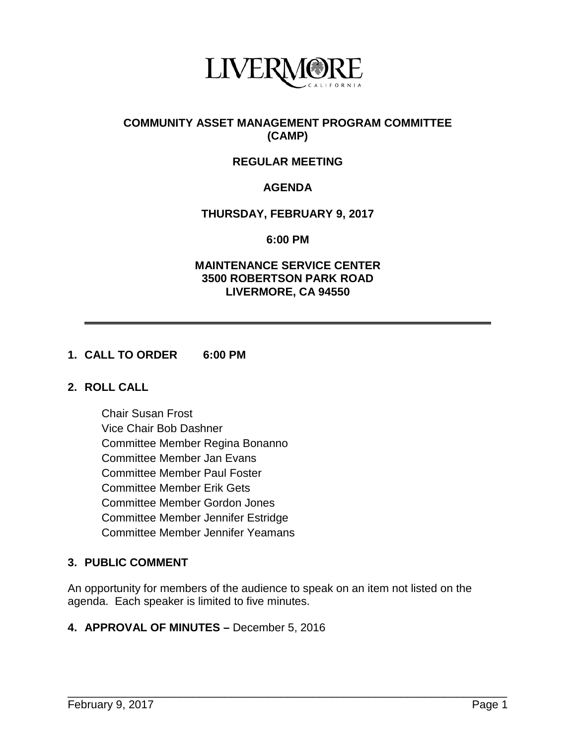LIVERMORE
CALIFORNIA

# COMMUNITY ASSET MANAGEMENT PROGRAM COMMITTEE (CAMP)

## REGULAR MEETING

## AGENDA

**THURSDAY, FEBRUARY 9, 2017**

**6:00 PM**

**MAINTENANCE SERVICE CENTER**
**3500 ROBERTSON PARK ROAD**
**LIVERMORE, CA 94550**

---

**1. CALL TO ORDER 6:00 PM**

**2. ROLL CALL**

Chair Susan Frost
Vice Chair Bob Dashner
Committee Member Regina Bonanno
Committee Member Jan Evans
Committee Member Paul Foster
Committee Member Erik Gets
Committee Member Gordon Jones
Committee Member Jennifer Estridge
Committee Member Jennifer Yeamans

**3. PUBLIC COMMENT**

An opportunity for members of the audience to speak on an item not listed on the agenda. Each speaker is limited to five minutes.

**4. APPROVAL OF MINUTES –** December 5, 2016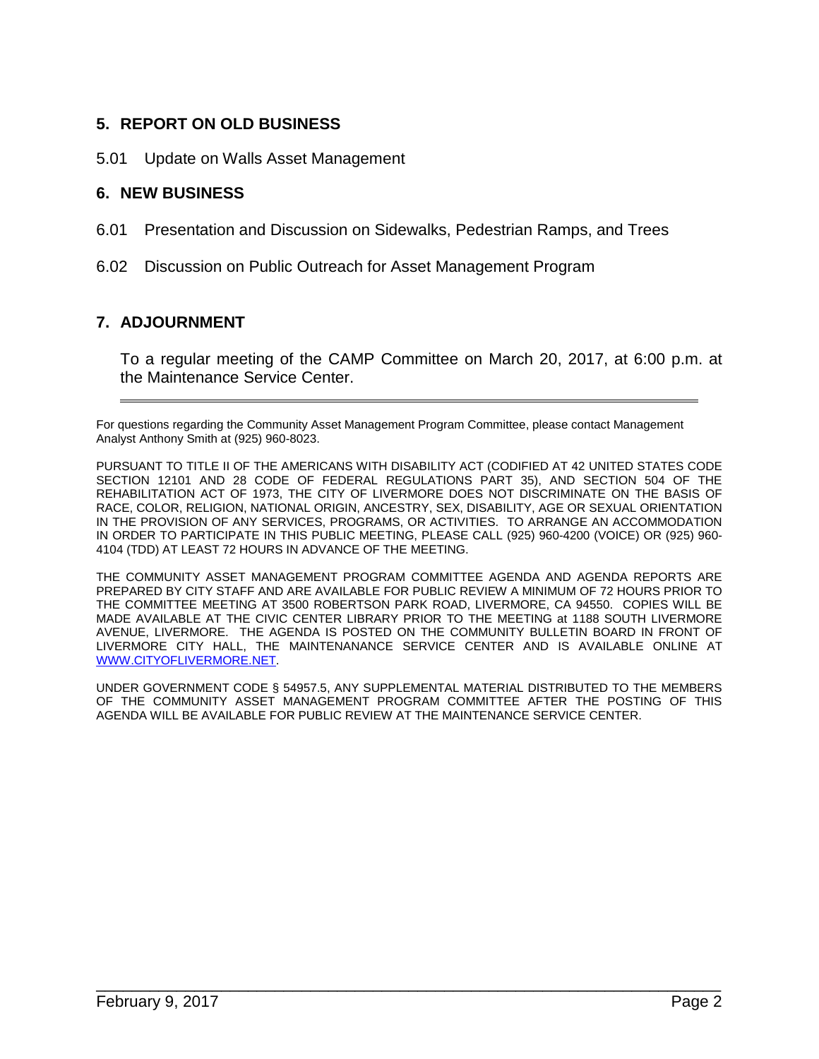## 5. REPORT ON OLD BUSINESS

5.01 Update on Walls Asset Management

## 6. NEW BUSINESS

6.01 Presentation and Discussion on Sidewalks, Pedestrian Ramps, and Trees

6.02 Discussion on Public Outreach for Asset Management Program

## 7. ADJOURNMENT

To a regular meeting of the CAMP Committee on March 20, 2017, at 6:00 p.m. at the Maintenance Service Center.

---

For questions regarding the Community Asset Management Program Committee, please contact Management Analyst Anthony Smith at (925) 960-8023.

PURSUANT TO TITLE II OF THE AMERICANS WITH DISABILITY ACT (CODIFIED AT 42 UNITED STATES CODE SECTION 12101 AND 28 CODE OF FEDERAL REGULATIONS PART 35), AND SECTION 504 OF THE REHABILITATION ACT OF 1973, THE CITY OF LIVERMORE DOES NOT DISCRIMINATE ON THE BASIS OF RACE, COLOR, RELIGION, NATIONAL ORIGIN, ANCESTRY, SEX, DISABILITY, AGE OR SEXUAL ORIENTATION IN THE PROVISION OF ANY SERVICES, PROGRAMS, OR ACTIVITIES. TO ARRANGE AN ACCOMMODATION IN ORDER TO PARTICIPATE IN THIS PUBLIC MEETING, PLEASE CALL (925) 960-4200 (VOICE) OR (925) 960-4104 (TDD) AT LEAST 72 HOURS IN ADVANCE OF THE MEETING.

THE COMMUNITY ASSET MANAGEMENT PROGRAM COMMITTEE AGENDA AND AGENDA REPORTS ARE PREPARED BY CITY STAFF AND ARE AVAILABLE FOR PUBLIC REVIEW A MINIMUM OF 72 HOURS PRIOR TO THE COMMITTEE MEETING AT 3500 ROBERTSON PARK ROAD, LIVERMORE, CA 94550. COPIES WILL BE MADE AVAILABLE AT THE CIVIC CENTER LIBRARY PRIOR TO THE MEETING at 1188 SOUTH LIVERMORE AVENUE, LIVERMORE. THE AGENDA IS POSTED ON THE COMMUNITY BULLETIN BOARD IN FRONT OF LIVERMORE CITY HALL, THE MAINTENANANCE SERVICE CENTER AND IS AVAILABLE ONLINE AT [WWW.CITYOFLIVERMORE.NET](http://www.cityoflivermore.net).

UNDER GOVERNMENT CODE § 54957.5, ANY SUPPLEMENTAL MATERIAL DISTRIBUTED TO THE MEMBERS OF THE COMMUNITY ASSET MANAGEMENT PROGRAM COMMITTEE AFTER THE POSTING OF THIS AGENDA WILL BE AVAILABLE FOR PUBLIC REVIEW AT THE MAINTENANCE SERVICE CENTER.